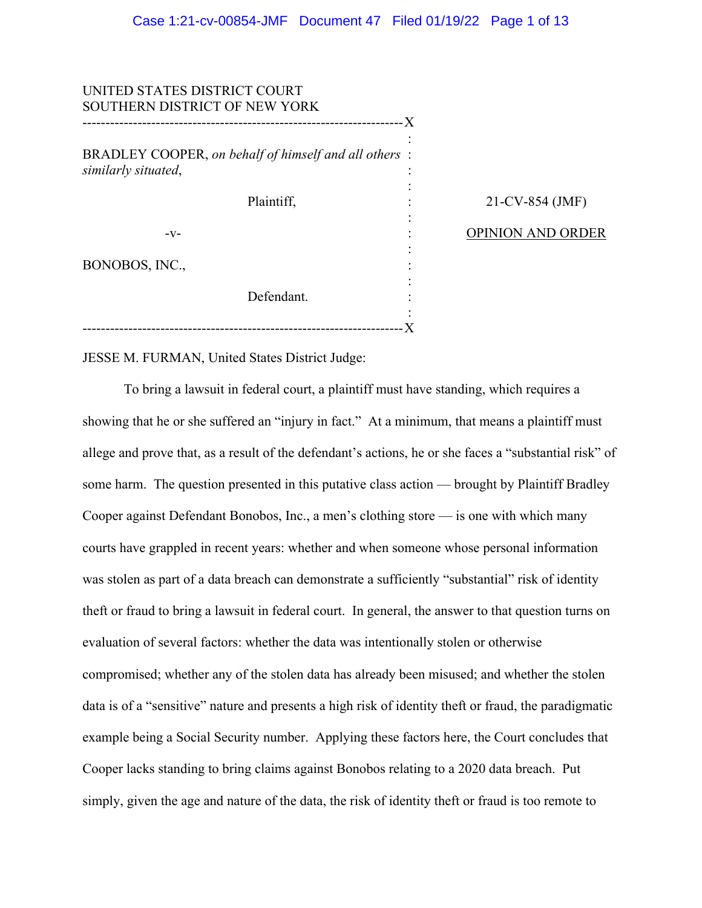UNITED STATES DISTRICT COURT
SOUTHERN DISTRICT OF NEW YORK

BRADLEY COOPER, *on behalf of himself and all others similarly situated*,

Plaintiff,

-v-

BONOBOS, INC.,

Defendant.

21-CV-854 (JMF)

OPINION AND ORDER

JESSE M. FURMAN, United States District Judge:

To bring a lawsuit in federal court, a plaintiff must have standing, which requires a showing that he or she suffered an "injury in fact." At a minimum, that means a plaintiff must allege and prove that, as a result of the defendant's actions, he or she faces a "substantial risk" of some harm. The question presented in this putative class action — brought by Plaintiff Bradley Cooper against Defendant Bonobos, Inc., a men's clothing store — is one with which many courts have grappled in recent years: whether and when someone whose personal information was stolen as part of a data breach can demonstrate a sufficiently "substantial" risk of identity theft or fraud to bring a lawsuit in federal court. In general, the answer to that question turns on evaluation of several factors: whether the data was intentionally stolen or otherwise compromised; whether any of the stolen data has already been misused; and whether the stolen data is of a "sensitive" nature and presents a high risk of identity theft or fraud, the paradigmatic example being a Social Security number. Applying these factors here, the Court concludes that Cooper lacks standing to bring claims against Bonobos relating to a 2020 data breach. Put simply, given the age and nature of the data, the risk of identity theft or fraud is too remote to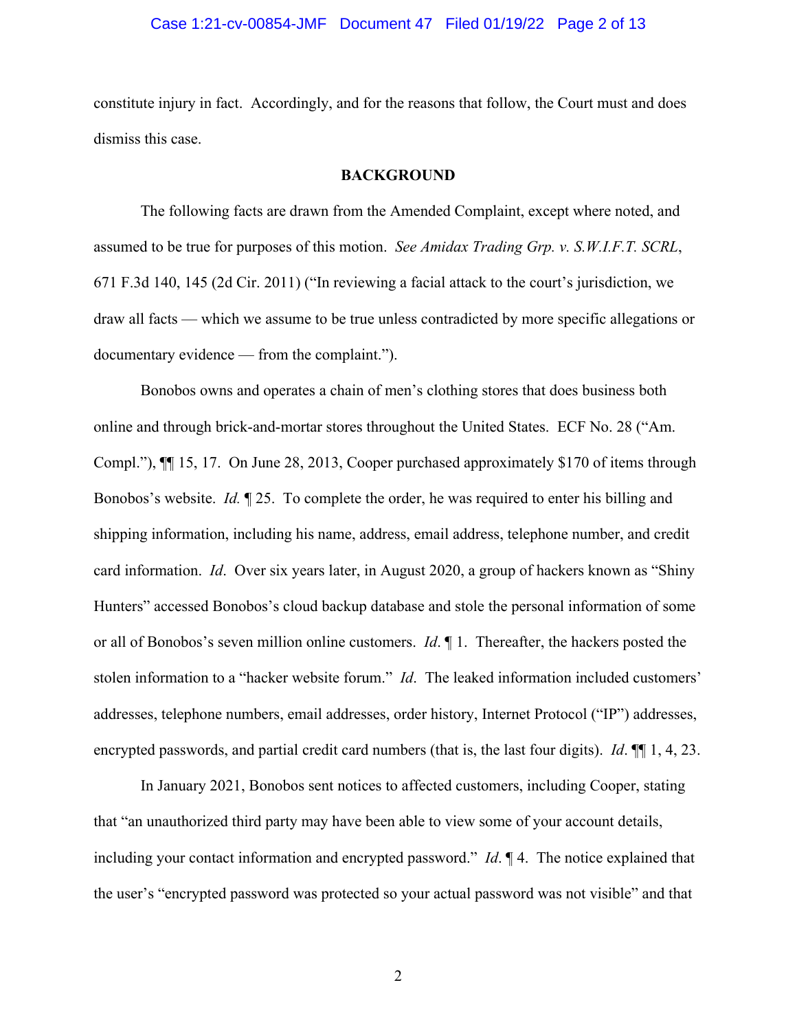constitute injury in fact. Accordingly, and for the reasons that follow, the Court must and does dismiss this case.

## BACKGROUND

The following facts are drawn from the Amended Complaint, except where noted, and assumed to be true for purposes of this motion. *See Amidax Trading Grp. v. S.W.I.F.T. SCRL*, 671 F.3d 140, 145 (2d Cir. 2011) ("In reviewing a facial attack to the court's jurisdiction, we draw all facts — which we assume to be true unless contradicted by more specific allegations or documentary evidence — from the complaint.").

Bonobos owns and operates a chain of men's clothing stores that does business both online and through brick-and-mortar stores throughout the United States. ECF No. 28 ("Am. Compl."), ¶¶ 15, 17. On June 28, 2013, Cooper purchased approximately $170 of items through Bonobos's website. *Id.* ¶ 25. To complete the order, he was required to enter his billing and shipping information, including his name, address, email address, telephone number, and credit card information. *Id*. Over six years later, in August 2020, a group of hackers known as "Shiny Hunters" accessed Bonobos's cloud backup database and stole the personal information of some or all of Bonobos's seven million online customers. *Id*. ¶ 1. Thereafter, the hackers posted the stolen information to a "hacker website forum." *Id*. The leaked information included customers' addresses, telephone numbers, email addresses, order history, Internet Protocol ("IP") addresses, encrypted passwords, and partial credit card numbers (that is, the last four digits). *Id*. ¶¶ 1, 4, 23.

In January 2021, Bonobos sent notices to affected customers, including Cooper, stating that "an unauthorized third party may have been able to view some of your account details, including your contact information and encrypted password." *Id*. ¶ 4. The notice explained that the user's "encrypted password was protected so your actual password was not visible" and that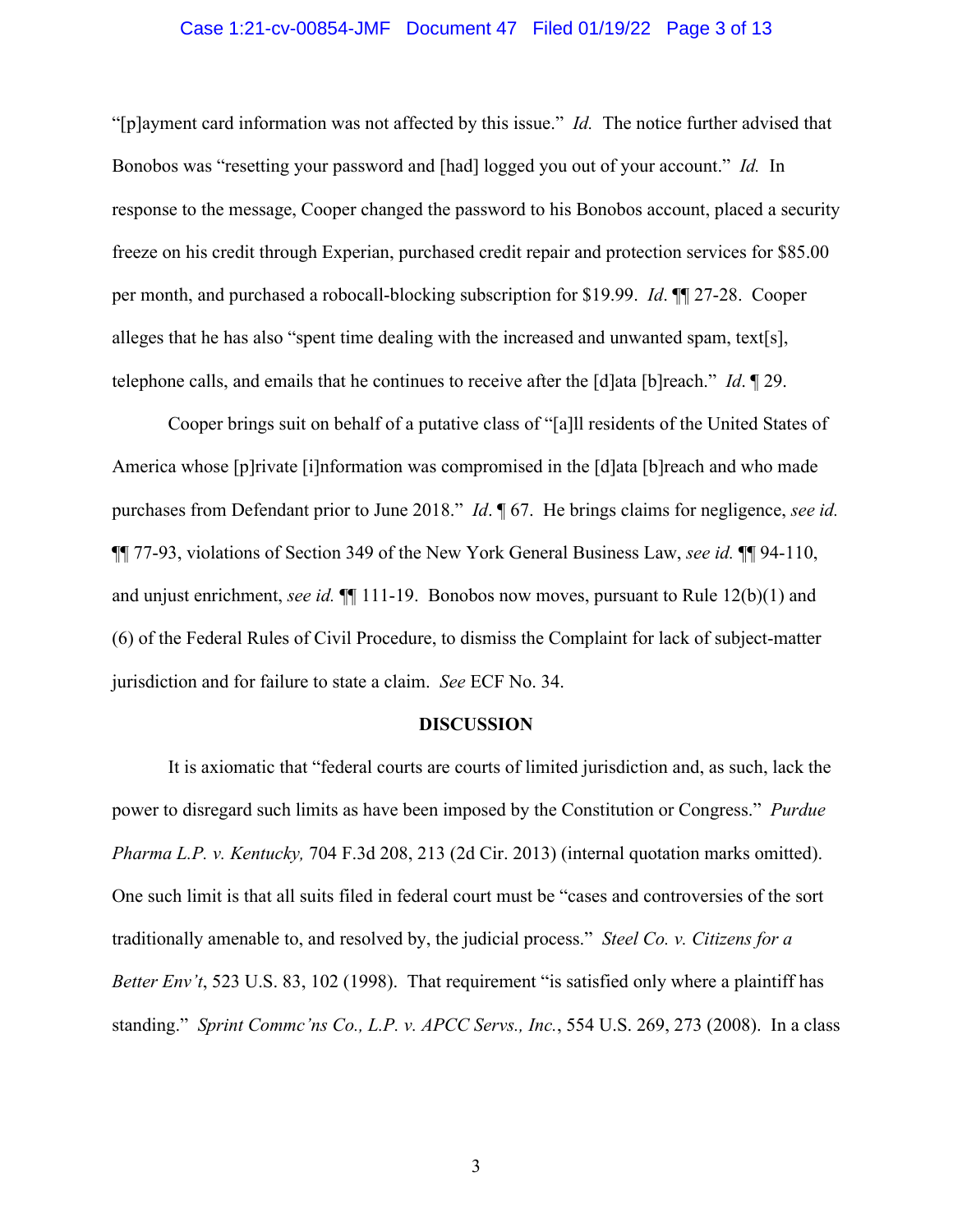"[p]ayment card information was not affected by this issue." *Id.* The notice further advised that Bonobos was "resetting your password and [had] logged you out of your account." *Id.* In response to the message, Cooper changed the password to his Bonobos account, placed a security freeze on his credit through Experian, purchased credit repair and protection services for $85.00 per month, and purchased a robocall-blocking subscription for $19.99. *Id*. ¶¶ 27-28. Cooper alleges that he has also "spent time dealing with the increased and unwanted spam, text[s], telephone calls, and emails that he continues to receive after the [d]ata [b]reach." *Id*. ¶ 29.

Cooper brings suit on behalf of a putative class of "[a]ll residents of the United States of America whose [p]rivate [i]nformation was compromised in the [d]ata [b]reach and who made purchases from Defendant prior to June 2018." *Id*. ¶ 67. He brings claims for negligence, *see id.* ¶¶ 77-93, violations of Section 349 of the New York General Business Law, *see id.* ¶¶ 94-110, and unjust enrichment, *see id.* ¶¶ 111-19. Bonobos now moves, pursuant to Rule 12(b)(1) and (6) of the Federal Rules of Civil Procedure, to dismiss the Complaint for lack of subject-matter jurisdiction and for failure to state a claim. *See* ECF No. 34.

**DISCUSSION**

It is axiomatic that "federal courts are courts of limited jurisdiction and, as such, lack the power to disregard such limits as have been imposed by the Constitution or Congress." *Purdue Pharma L.P. v. Kentucky,* 704 F.3d 208, 213 (2d Cir. 2013) (internal quotation marks omitted). One such limit is that all suits filed in federal court must be "cases and controversies of the sort traditionally amenable to, and resolved by, the judicial process." *Steel Co. v. Citizens for a Better Env't*, 523 U.S. 83, 102 (1998). That requirement "is satisfied only where a plaintiff has standing." *Sprint Commc'ns Co., L.P. v. APCC Servs., Inc.*, 554 U.S. 269, 273 (2008). In a class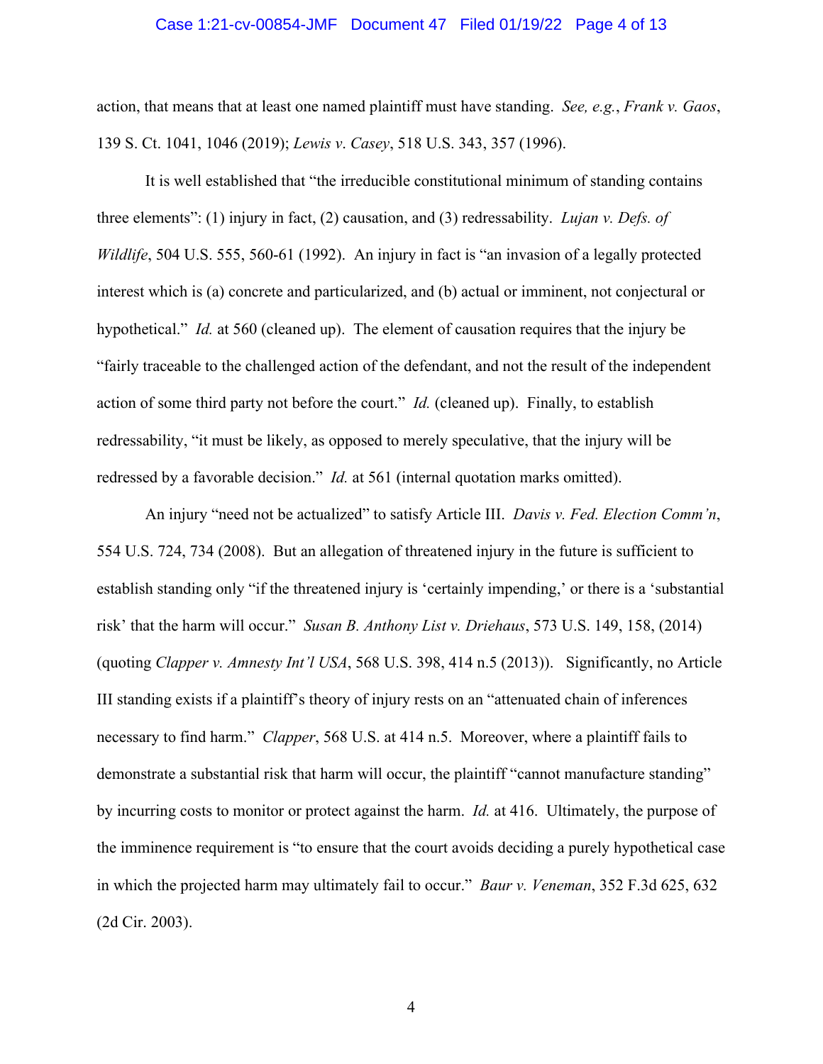action, that means that at least one named plaintiff must have standing. *See, e.g.*, *Frank v. Gaos*, 139 S. Ct. 1041, 1046 (2019); *Lewis v. Casey*, 518 U.S. 343, 357 (1996).

It is well established that "the irreducible constitutional minimum of standing contains three elements": (1) injury in fact, (2) causation, and (3) redressability. *Lujan v. Defs. of Wildlife*, 504 U.S. 555, 560-61 (1992). An injury in fact is "an invasion of a legally protected interest which is (a) concrete and particularized, and (b) actual or imminent, not conjectural or hypothetical." *Id.* at 560 (cleaned up). The element of causation requires that the injury be "fairly traceable to the challenged action of the defendant, and not the result of the independent action of some third party not before the court." *Id.* (cleaned up). Finally, to establish redressability, "it must be likely, as opposed to merely speculative, that the injury will be redressed by a favorable decision." *Id.* at 561 (internal quotation marks omitted).

An injury "need not be actualized" to satisfy Article III. *Davis v. Fed. Election Comm'n*, 554 U.S. 724, 734 (2008). But an allegation of threatened injury in the future is sufficient to establish standing only "if the threatened injury is 'certainly impending,' or there is a 'substantial risk' that the harm will occur." *Susan B. Anthony List v. Driehaus*, 573 U.S. 149, 158, (2014) (quoting *Clapper v. Amnesty Int'l USA*, 568 U.S. 398, 414 n.5 (2013)). Significantly, no Article III standing exists if a plaintiff's theory of injury rests on an "attenuated chain of inferences necessary to find harm." *Clapper*, 568 U.S. at 414 n.5. Moreover, where a plaintiff fails to demonstrate a substantial risk that harm will occur, the plaintiff "cannot manufacture standing" by incurring costs to monitor or protect against the harm. *Id.* at 416. Ultimately, the purpose of the imminence requirement is "to ensure that the court avoids deciding a purely hypothetical case in which the projected harm may ultimately fail to occur." *Baur v. Veneman*, 352 F.3d 625, 632 (2d Cir. 2003).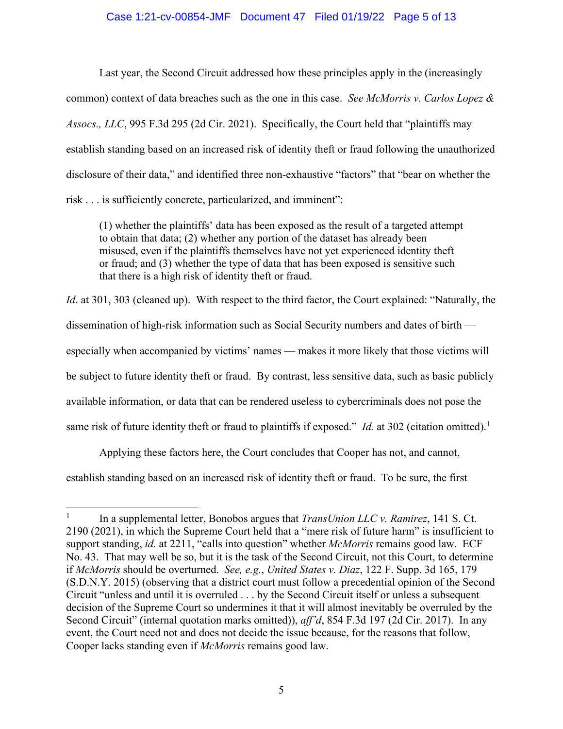Last year, the Second Circuit addressed how these principles apply in the (increasingly common) context of data breaches such as the one in this case. *See McMorris v. Carlos Lopez & Assocs., LLC*, 995 F.3d 295 (2d Cir. 2021). Specifically, the Court held that "plaintiffs may establish standing based on an increased risk of identity theft or fraud following the unauthorized disclosure of their data," and identified three non-exhaustive "factors" that "bear on whether the risk . . . is sufficiently concrete, particularized, and imminent":

> (1) whether the plaintiffs' data has been exposed as the result of a targeted attempt to obtain that data; (2) whether any portion of the dataset has already been misused, even if the plaintiffs themselves have not yet experienced identity theft or fraud; and (3) whether the type of data that has been exposed is sensitive such that there is a high risk of identity theft or fraud.

*Id*. at 301, 303 (cleaned up). With respect to the third factor, the Court explained: "Naturally, the dissemination of high-risk information such as Social Security numbers and dates of birth — especially when accompanied by victims' names — makes it more likely that those victims will be subject to future identity theft or fraud. By contrast, less sensitive data, such as basic publicly available information, or data that can be rendered useless to cybercriminals does not pose the same risk of future identity theft or fraud to plaintiffs if exposed." *Id.* at 302 (citation omitted).[1]

Applying these factors here, the Court concludes that Cooper has not, and cannot, establish standing based on an increased risk of identity theft or fraud. To be sure, the first

---

[1] In a supplemental letter, Bonobos argues that *TransUnion LLC v. Ramirez*, 141 S. Ct. 2190 (2021), in which the Supreme Court held that a "mere risk of future harm" is insufficient to support standing, *id.* at 2211, "calls into question" whether *McMorris* remains good law. ECF No. 43. That may well be so, but it is the task of the Second Circuit, not this Court, to determine if *McMorris* should be overturned. *See, e.g.*, *United States v. Diaz*, 122 F. Supp. 3d 165, 179 (S.D.N.Y. 2015) (observing that a district court must follow a precedential opinion of the Second Circuit "unless and until it is overruled . . . by the Second Circuit itself or unless a subsequent decision of the Supreme Court so undermines it that it will almost inevitably be overruled by the Second Circuit" (internal quotation marks omitted)), *aff'd*, 854 F.3d 197 (2d Cir. 2017). In any event, the Court need not and does not decide the issue because, for the reasons that follow, Cooper lacks standing even if *McMorris* remains good law.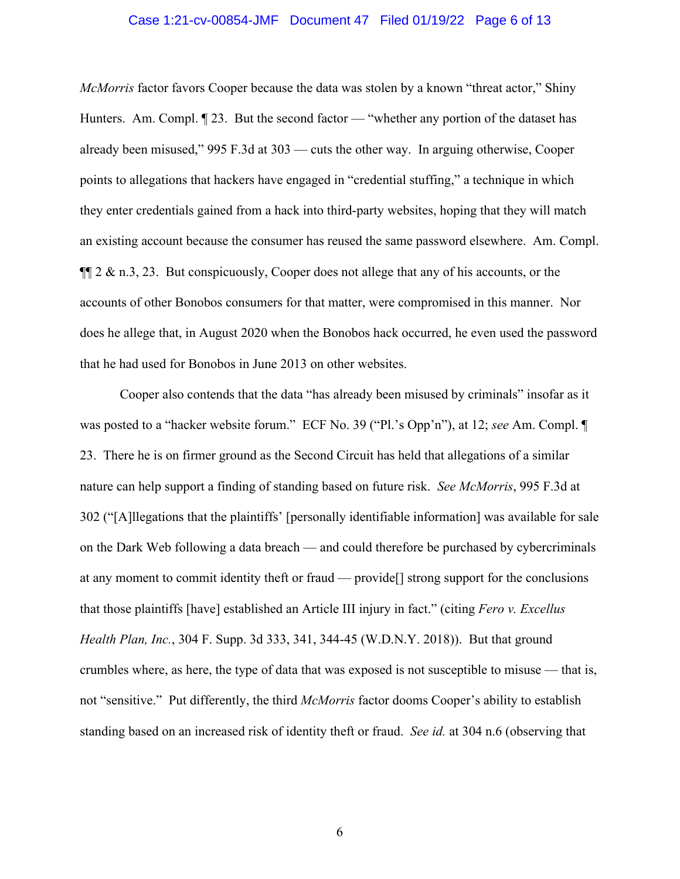*McMorris* factor favors Cooper because the data was stolen by a known "threat actor," Shiny Hunters. Am. Compl. ¶ 23. But the second factor — "whether any portion of the dataset has already been misused," 995 F.3d at 303 — cuts the other way. In arguing otherwise, Cooper points to allegations that hackers have engaged in "credential stuffing," a technique in which they enter credentials gained from a hack into third-party websites, hoping that they will match an existing account because the consumer has reused the same password elsewhere. Am. Compl. ¶¶ 2 & n.3, 23. But conspicuously, Cooper does not allege that any of his accounts, or the accounts of other Bonobos consumers for that matter, were compromised in this manner. Nor does he allege that, in August 2020 when the Bonobos hack occurred, he even used the password that he had used for Bonobos in June 2013 on other websites.

Cooper also contends that the data "has already been misused by criminals" insofar as it was posted to a "hacker website forum." ECF No. 39 ("Pl.'s Opp'n"), at 12; *see* Am. Compl. ¶ 23. There he is on firmer ground as the Second Circuit has held that allegations of a similar nature can help support a finding of standing based on future risk. *See McMorris*, 995 F.3d at 302 ("[A]llegations that the plaintiffs' [personally identifiable information] was available for sale on the Dark Web following a data breach — and could therefore be purchased by cybercriminals at any moment to commit identity theft or fraud — provide[] strong support for the conclusions that those plaintiffs [have] established an Article III injury in fact." (citing *Fero v. Excellus Health Plan, Inc.*, 304 F. Supp. 3d 333, 341, 344-45 (W.D.N.Y. 2018)). But that ground crumbles where, as here, the type of data that was exposed is not susceptible to misuse — that is, not "sensitive." Put differently, the third *McMorris* factor dooms Cooper's ability to establish standing based on an increased risk of identity theft or fraud. *See id.* at 304 n.6 (observing that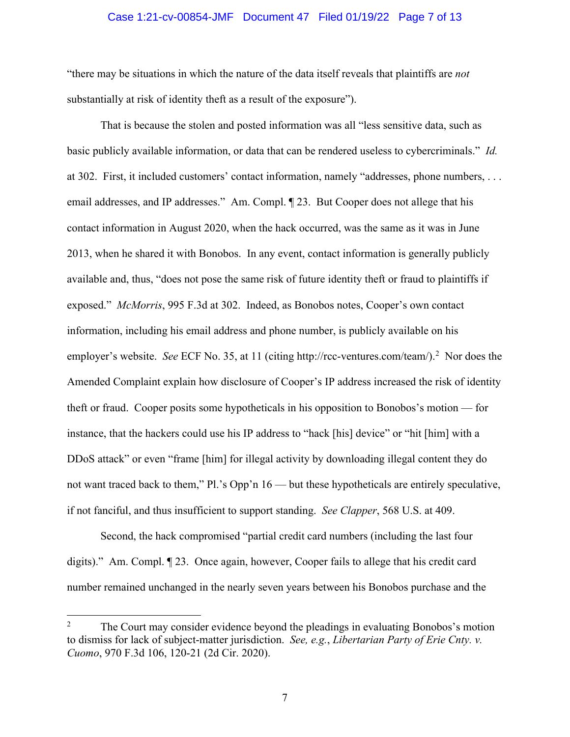"there may be situations in which the nature of the data itself reveals that plaintiffs are *not* substantially at risk of identity theft as a result of the exposure").

That is because the stolen and posted information was all "less sensitive data, such as basic publicly available information, or data that can be rendered useless to cybercriminals." *Id.* at 302. First, it included customers' contact information, namely "addresses, phone numbers, . . . email addresses, and IP addresses." Am. Compl. ¶ 23. But Cooper does not allege that his contact information in August 2020, when the hack occurred, was the same as it was in June 2013, when he shared it with Bonobos. In any event, contact information is generally publicly available and, thus, "does not pose the same risk of future identity theft or fraud to plaintiffs if exposed." *McMorris*, 995 F.3d at 302. Indeed, as Bonobos notes, Cooper's own contact information, including his email address and phone number, is publicly available on his employer's website. *See* ECF No. 35, at 11 (citing http://rcc-ventures.com/team/).[2] Nor does the Amended Complaint explain how disclosure of Cooper's IP address increased the risk of identity theft or fraud. Cooper posits some hypotheticals in his opposition to Bonobos's motion — for instance, that the hackers could use his IP address to "hack [his] device" or "hit [him] with a DDoS attack" or even "frame [him] for illegal activity by downloading illegal content they do not want traced back to them," Pl.'s Opp'n 16 — but these hypotheticals are entirely speculative, if not fanciful, and thus insufficient to support standing. *See Clapper*, 568 U.S. at 409.

Second, the hack compromised "partial credit card numbers (including the last four digits)." Am. Compl. ¶ 23. Once again, however, Cooper fails to allege that his credit card number remained unchanged in the nearly seven years between his Bonobos purchase and the

---

[2] The Court may consider evidence beyond the pleadings in evaluating Bonobos's motion to dismiss for lack of subject-matter jurisdiction. *See, e.g.*, *Libertarian Party of Erie Cnty. v. Cuomo*, 970 F.3d 106, 120-21 (2d Cir. 2020).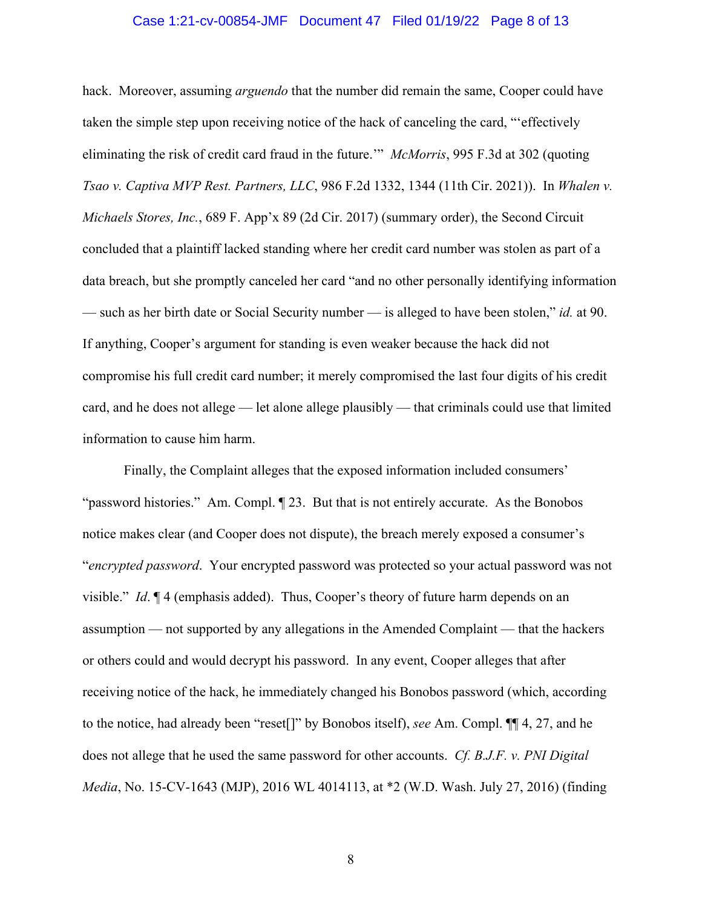hack. Moreover, assuming *arguendo* that the number did remain the same, Cooper could have taken the simple step upon receiving notice of the hack of canceling the card, "'effectively eliminating the risk of credit card fraud in the future.'" *McMorris*, 995 F.3d at 302 (quoting *Tsao v. Captiva MVP Rest. Partners, LLC*, 986 F.2d 1332, 1344 (11th Cir. 2021)). In *Whalen v. Michaels Stores, Inc.*, 689 F. App'x 89 (2d Cir. 2017) (summary order), the Second Circuit concluded that a plaintiff lacked standing where her credit card number was stolen as part of a data breach, but she promptly canceled her card "and no other personally identifying information — such as her birth date or Social Security number — is alleged to have been stolen," *id.* at 90. If anything, Cooper's argument for standing is even weaker because the hack did not compromise his full credit card number; it merely compromised the last four digits of his credit card, and he does not allege — let alone allege plausibly — that criminals could use that limited information to cause him harm.

Finally, the Complaint alleges that the exposed information included consumers' "password histories." Am. Compl. ¶ 23. But that is not entirely accurate. As the Bonobos notice makes clear (and Cooper does not dispute), the breach merely exposed a consumer's "*encrypted password*. Your encrypted password was protected so your actual password was not visible." *Id*. ¶ 4 (emphasis added). Thus, Cooper's theory of future harm depends on an assumption — not supported by any allegations in the Amended Complaint — that the hackers or others could and would decrypt his password. In any event, Cooper alleges that after receiving notice of the hack, he immediately changed his Bonobos password (which, according to the notice, had already been "reset[]" by Bonobos itself), *see* Am. Compl. ¶¶ 4, 27, and he does not allege that he used the same password for other accounts. *Cf. B.J.F. v. PNI Digital Media*, No. 15-CV-1643 (MJP), 2016 WL 4014113, at *2 (W.D. Wash. July 27, 2016) (finding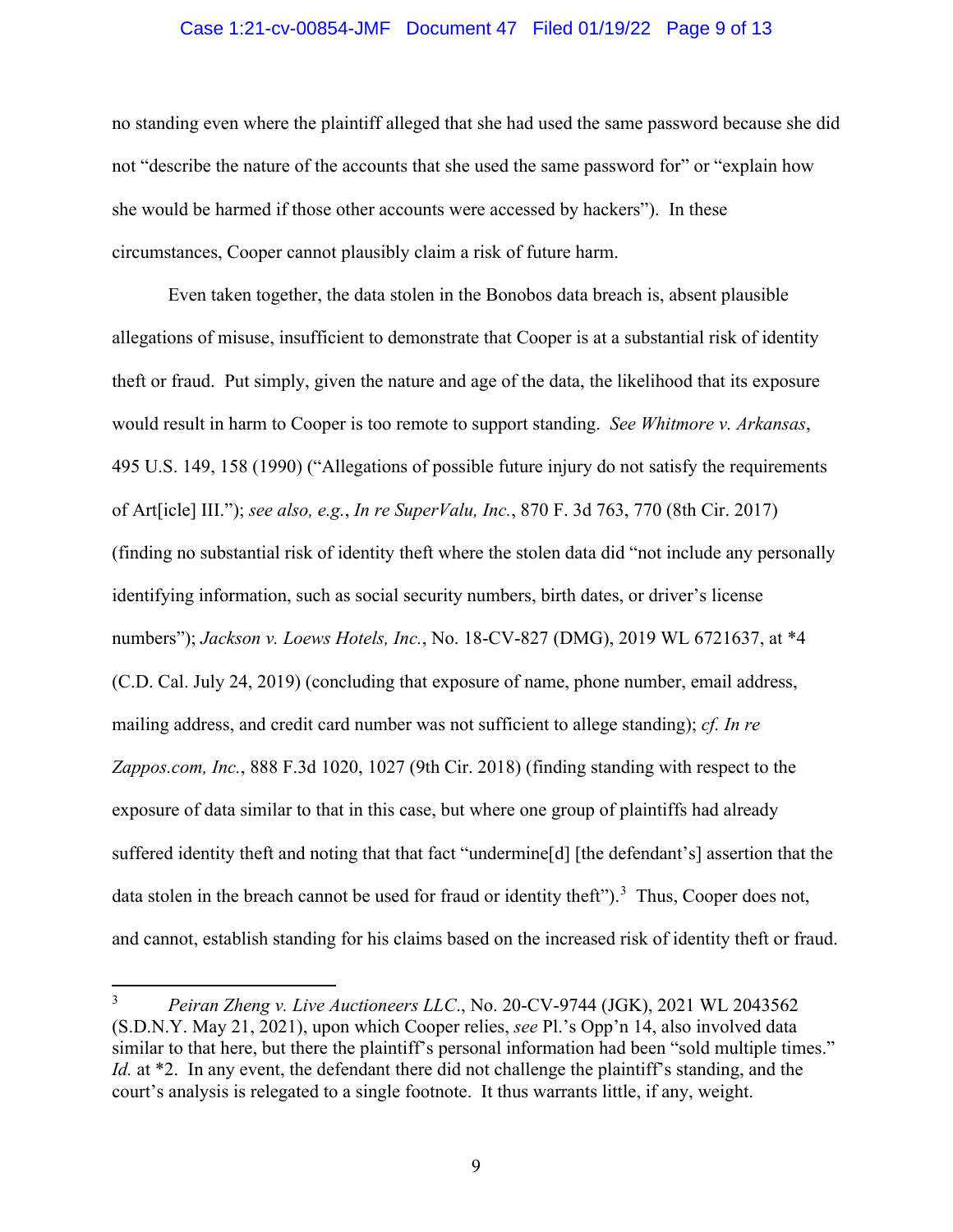no standing even where the plaintiff alleged that she had used the same password because she did not "describe the nature of the accounts that she used the same password for" or "explain how she would be harmed if those other accounts were accessed by hackers"). In these circumstances, Cooper cannot plausibly claim a risk of future harm.

Even taken together, the data stolen in the Bonobos data breach is, absent plausible allegations of misuse, insufficient to demonstrate that Cooper is at a substantial risk of identity theft or fraud. Put simply, given the nature and age of the data, the likelihood that its exposure would result in harm to Cooper is too remote to support standing. *See Whitmore v. Arkansas*, 495 U.S. 149, 158 (1990) ("Allegations of possible future injury do not satisfy the requirements of Art[icle] III."); *see also, e.g.*, *In re SuperValu, Inc.*, 870 F. 3d 763, 770 (8th Cir. 2017) (finding no substantial risk of identity theft where the stolen data did "not include any personally identifying information, such as social security numbers, birth dates, or driver's license numbers"); *Jackson v. Loews Hotels, Inc.*, No. 18-CV-827 (DMG), 2019 WL 6721637, at *4 (C.D. Cal. July 24, 2019) (concluding that exposure of name, phone number, email address, mailing address, and credit card number was not sufficient to allege standing); *cf. In re Zappos.com, Inc.*, 888 F.3d 1020, 1027 (9th Cir. 2018) (finding standing with respect to the exposure of data similar to that in this case, but where one group of plaintiffs had already suffered identity theft and noting that that fact "undermine[d] [the defendant's] assertion that the data stolen in the breach cannot be used for fraud or identity theft").[3] Thus, Cooper does not, and cannot, establish standing for his claims based on the increased risk of identity theft or fraud.

---

[3] *Peiran Zheng v. Live Auctioneers LLC*., No. 20-CV-9744 (JGK), 2021 WL 2043562 (S.D.N.Y. May 21, 2021), upon which Cooper relies, *see* Pl.'s Opp'n 14, also involved data similar to that here, but there the plaintiff's personal information had been "sold multiple times." *Id.* at *2. In any event, the defendant there did not challenge the plaintiff's standing, and the court's analysis is relegated to a single footnote. It thus warrants little, if any, weight.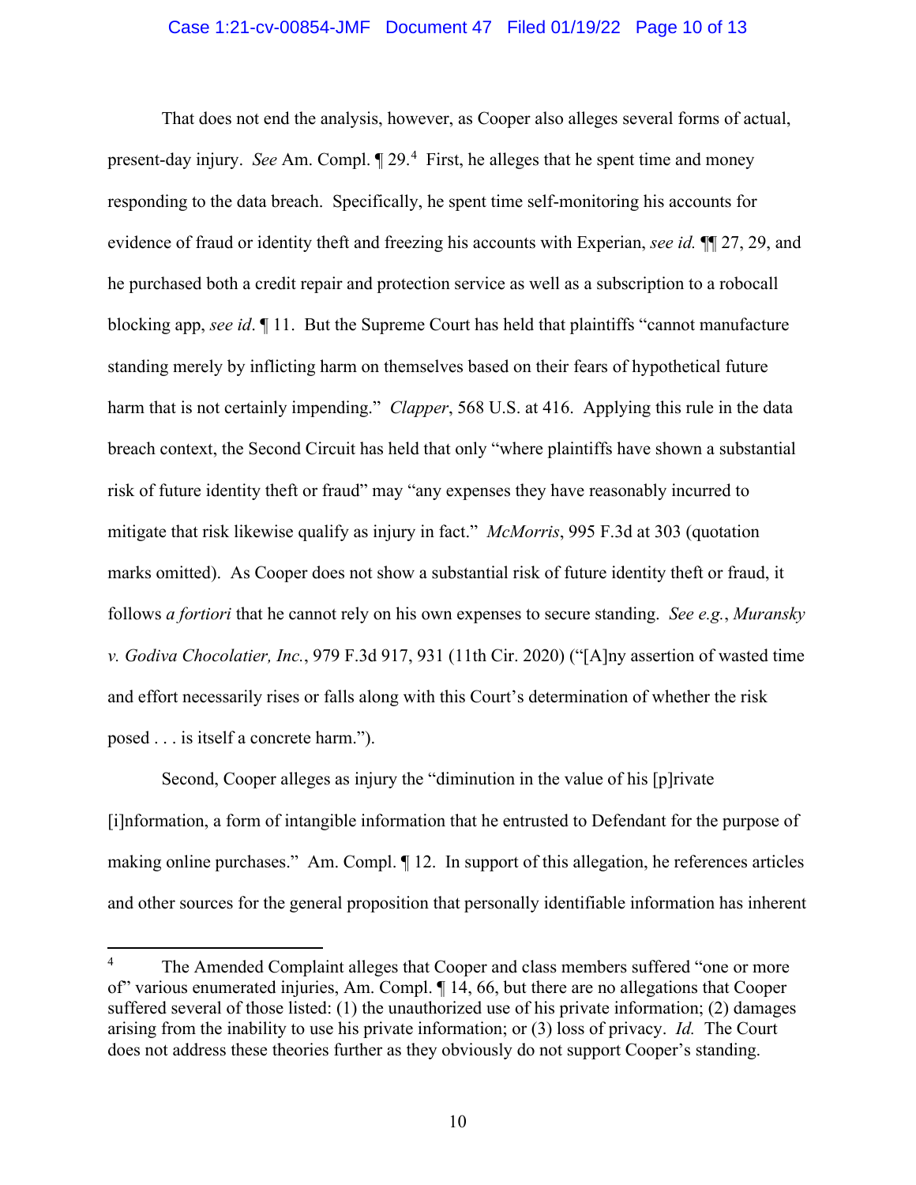That does not end the analysis, however, as Cooper also alleges several forms of actual, present-day injury. *See* Am. Compl. ¶ 29.[4] First, he alleges that he spent time and money responding to the data breach. Specifically, he spent time self-monitoring his accounts for evidence of fraud or identity theft and freezing his accounts with Experian, *see id.* ¶¶ 27, 29, and he purchased both a credit repair and protection service as well as a subscription to a robocall blocking app, *see id*. ¶ 11. But the Supreme Court has held that plaintiffs "cannot manufacture standing merely by inflicting harm on themselves based on their fears of hypothetical future harm that is not certainly impending." *Clapper*, 568 U.S. at 416. Applying this rule in the data breach context, the Second Circuit has held that only "where plaintiffs have shown a substantial risk of future identity theft or fraud" may "any expenses they have reasonably incurred to mitigate that risk likewise qualify as injury in fact." *McMorris*, 995 F.3d at 303 (quotation marks omitted). As Cooper does not show a substantial risk of future identity theft or fraud, it follows *a fortiori* that he cannot rely on his own expenses to secure standing. *See e.g.*, *Muransky v. Godiva Chocolatier, Inc.*, 979 F.3d 917, 931 (11th Cir. 2020) ("[A]ny assertion of wasted time and effort necessarily rises or falls along with this Court's determination of whether the risk posed . . . is itself a concrete harm.").

Second, Cooper alleges as injury the "diminution in the value of his [p]rivate [i]nformation, a form of intangible information that he entrusted to Defendant for the purpose of making online purchases." Am. Compl. ¶ 12. In support of this allegation, he references articles and other sources for the general proposition that personally identifiable information has inherent

---

[4] The Amended Complaint alleges that Cooper and class members suffered "one or more of" various enumerated injuries, Am. Compl. ¶ 14, 66, but there are no allegations that Cooper suffered several of those listed: (1) the unauthorized use of his private information; (2) damages arising from the inability to use his private information; or (3) loss of privacy. *Id.* The Court does not address these theories further as they obviously do not support Cooper's standing.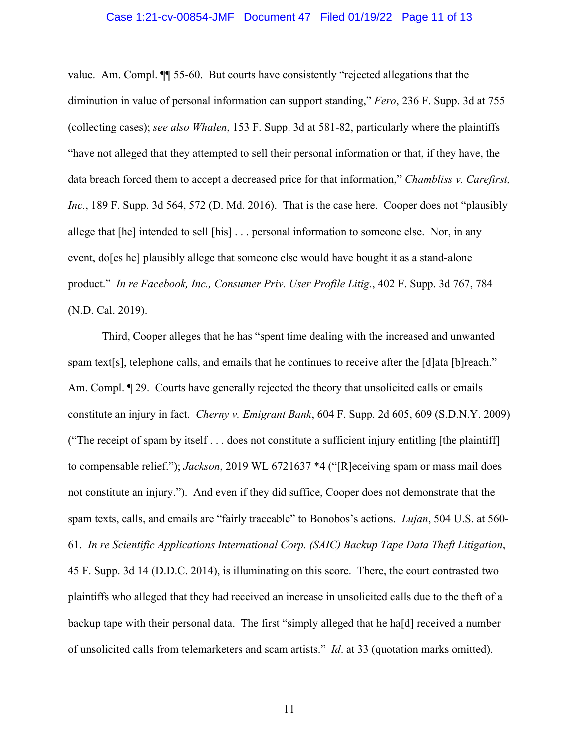value. Am. Compl. ¶¶ 55-60. But courts have consistently "rejected allegations that the diminution in value of personal information can support standing," *Fero*, 236 F. Supp. 3d at 755 (collecting cases); *see also Whalen*, 153 F. Supp. 3d at 581-82, particularly where the plaintiffs "have not alleged that they attempted to sell their personal information or that, if they have, the data breach forced them to accept a decreased price for that information," *Chambliss v. Carefirst, Inc.*, 189 F. Supp. 3d 564, 572 (D. Md. 2016). That is the case here. Cooper does not "plausibly allege that [he] intended to sell [his] . . . personal information to someone else. Nor, in any event, do[es he] plausibly allege that someone else would have bought it as a stand-alone product." *In re Facebook, Inc., Consumer Priv. User Profile Litig.*, 402 F. Supp. 3d 767, 784 (N.D. Cal. 2019).

Third, Cooper alleges that he has "spent time dealing with the increased and unwanted spam text[s], telephone calls, and emails that he continues to receive after the [d]ata [b]reach." Am. Compl. ¶ 29. Courts have generally rejected the theory that unsolicited calls or emails constitute an injury in fact. *Cherny v. Emigrant Bank*, 604 F. Supp. 2d 605, 609 (S.D.N.Y. 2009) ("The receipt of spam by itself . . . does not constitute a sufficient injury entitling [the plaintiff] to compensable relief."); *Jackson*, 2019 WL 6721637 *4 ("[R]eceiving spam or mass mail does not constitute an injury."). And even if they did suffice, Cooper does not demonstrate that the spam texts, calls, and emails are "fairly traceable" to Bonobos's actions. *Lujan*, 504 U.S. at 560-61. *In re Scientific Applications International Corp. (SAIC) Backup Tape Data Theft Litigation*, 45 F. Supp. 3d 14 (D.D.C. 2014), is illuminating on this score. There, the court contrasted two plaintiffs who alleged that they had received an increase in unsolicited calls due to the theft of a backup tape with their personal data. The first "simply alleged that he ha[d] received a number of unsolicited calls from telemarketers and scam artists." *Id*. at 33 (quotation marks omitted).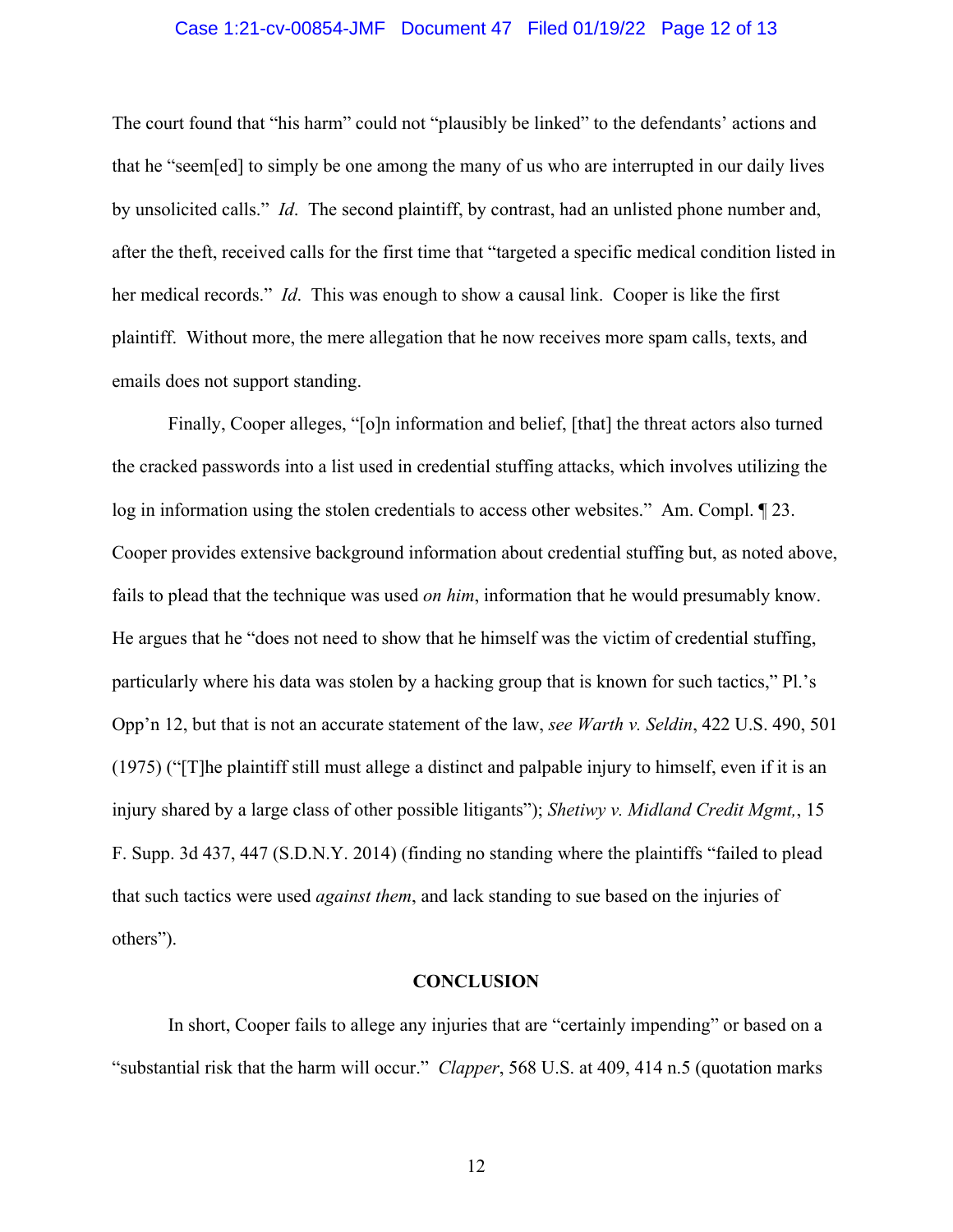The court found that "his harm" could not "plausibly be linked" to the defendants' actions and that he "seem[ed] to simply be one among the many of us who are interrupted in our daily lives by unsolicited calls." *Id*. The second plaintiff, by contrast, had an unlisted phone number and, after the theft, received calls for the first time that "targeted a specific medical condition listed in her medical records." *Id*. This was enough to show a causal link. Cooper is like the first plaintiff. Without more, the mere allegation that he now receives more spam calls, texts, and emails does not support standing.

Finally, Cooper alleges, "[o]n information and belief, [that] the threat actors also turned the cracked passwords into a list used in credential stuffing attacks, which involves utilizing the log in information using the stolen credentials to access other websites." Am. Compl. ¶ 23. Cooper provides extensive background information about credential stuffing but, as noted above, fails to plead that the technique was used *on him*, information that he would presumably know. He argues that he "does not need to show that he himself was the victim of credential stuffing, particularly where his data was stolen by a hacking group that is known for such tactics," Pl.'s Opp'n 12, but that is not an accurate statement of the law, *see Warth v. Seldin*, 422 U.S. 490, 501 (1975) ("[T]he plaintiff still must allege a distinct and palpable injury to himself, even if it is an injury shared by a large class of other possible litigants"); *Shetiwy v. Midland Credit Mgmt,*, 15 F. Supp. 3d 437, 447 (S.D.N.Y. 2014) (finding no standing where the plaintiffs "failed to plead that such tactics were used *against them*, and lack standing to sue based on the injuries of others").

**CONCLUSION**

In short, Cooper fails to allege any injuries that are "certainly impending" or based on a "substantial risk that the harm will occur." *Clapper*, 568 U.S. at 409, 414 n.5 (quotation marks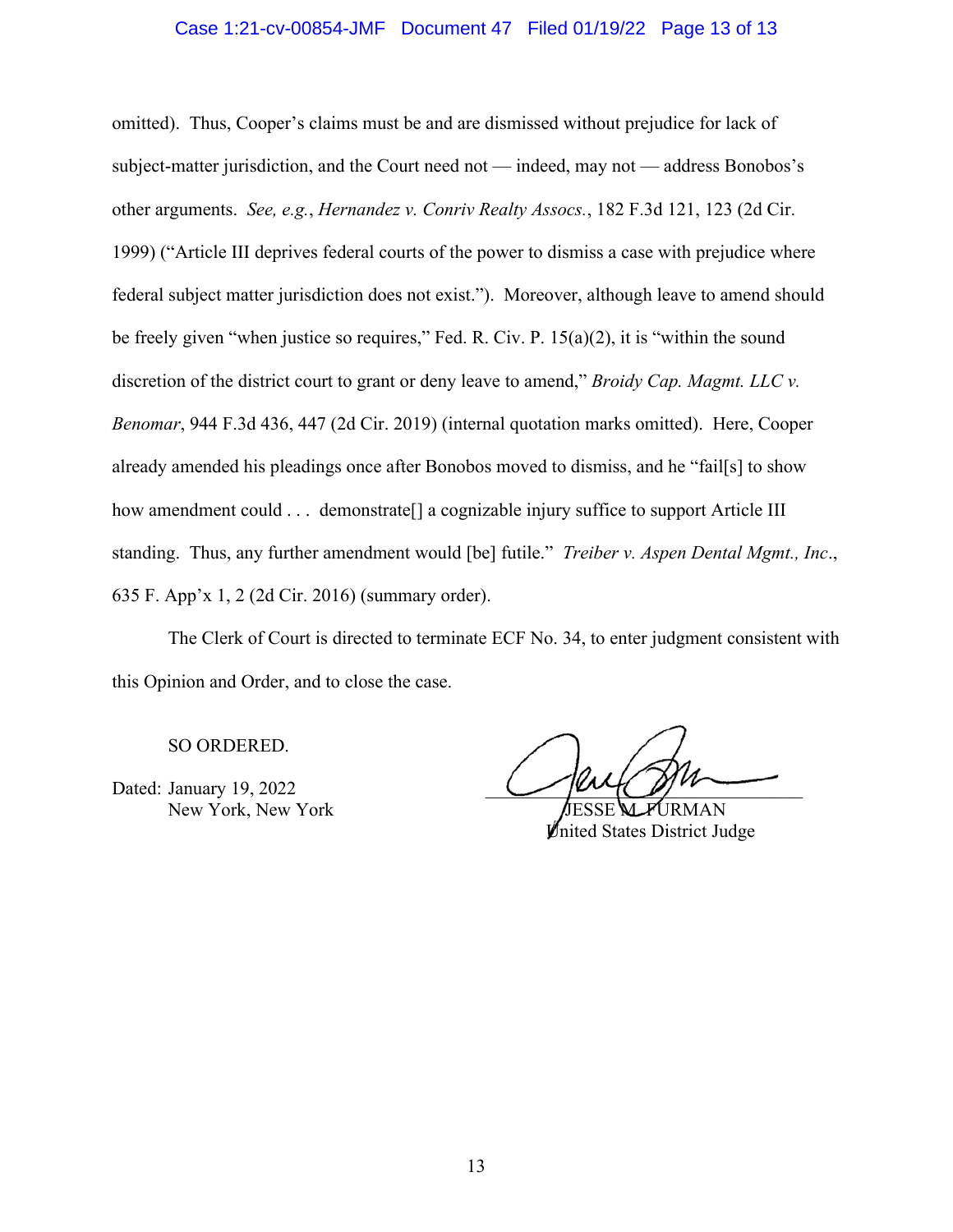omitted). Thus, Cooper's claims must be and are dismissed without prejudice for lack of subject-matter jurisdiction, and the Court need not — indeed, may not — address Bonobos's other arguments. *See, e.g.*, *Hernandez v. Conriv Realty Assocs.*, 182 F.3d 121, 123 (2d Cir. 1999) ("Article III deprives federal courts of the power to dismiss a case with prejudice where federal subject matter jurisdiction does not exist."). Moreover, although leave to amend should be freely given "when justice so requires," Fed. R. Civ. P. 15(a)(2), it is "within the sound discretion of the district court to grant or deny leave to amend," *Broidy Cap. Magmt. LLC v. Benomar*, 944 F.3d 436, 447 (2d Cir. 2019) (internal quotation marks omitted). Here, Cooper already amended his pleadings once after Bonobos moved to dismiss, and he "fail[s] to show how amendment could . . . demonstrate[] a cognizable injury suffice to support Article III standing. Thus, any further amendment would [be] futile." *Treiber v. Aspen Dental Mgmt., Inc*., 635 F. App'x 1, 2 (2d Cir. 2016) (summary order).

The Clerk of Court is directed to terminate ECF No. 34, to enter judgment consistent with this Opinion and Order, and to close the case.

SO ORDERED.

Dated: January 19, 2022
New York, New York

JESSE M. FURMAN
United States District Judge